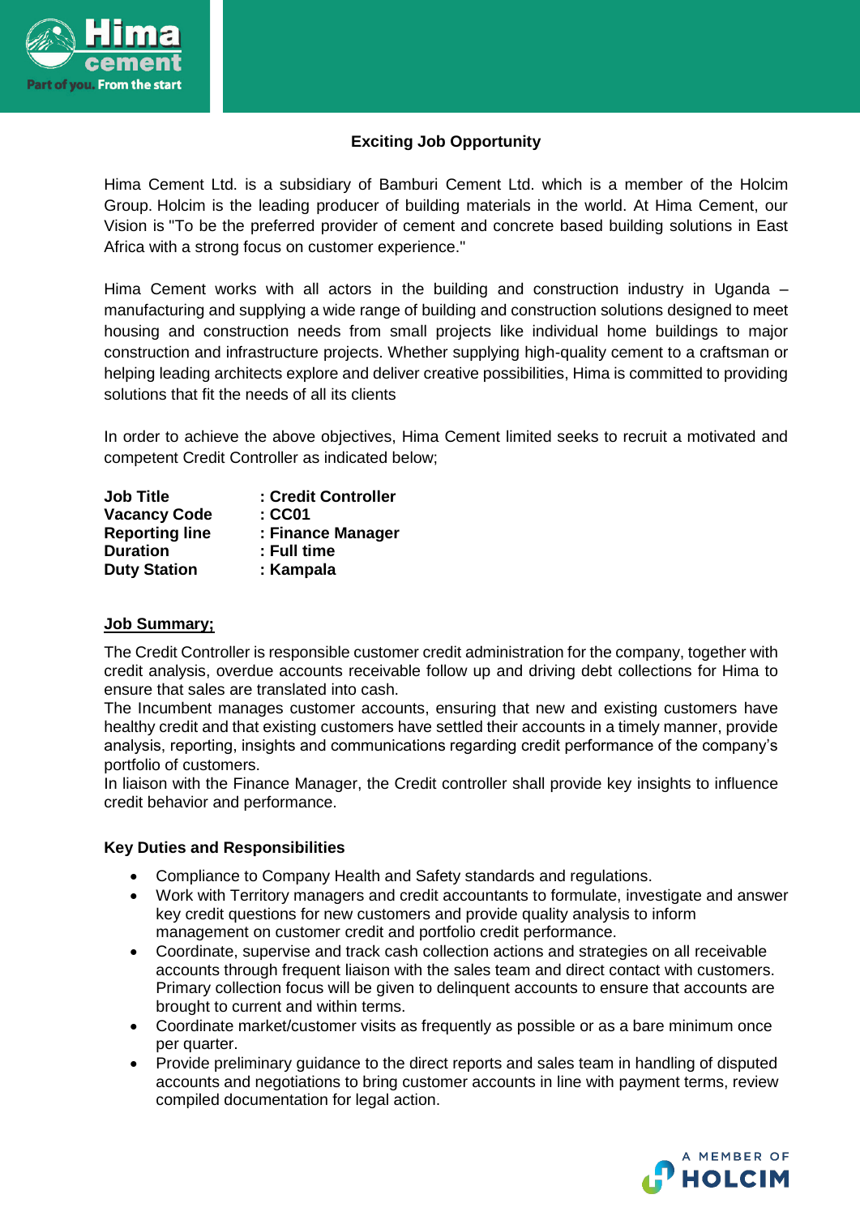### Exciting Job Opportunity

Hima Cement Ltd. is a subsidiary of Bamburi Cement Ltd. which is a member of the Holcim Group. Holcim is the leading producer of building materials in the world. At Hima Cement, our Vision is "To be the preferred provider of cement and concrete based building solutions in East Africa with a strong focus on customer experience."

Hima Cement works with all actors in the building and construction industry in Uganda – manufacturing and supplying a wide range of building and construction solutions designed to meet housing and construction needs from small projects like individual home buildings to major construction and infrastructure projects. Whether supplying high-quality cement to a craftsman or helping leading architects explore and deliver creative possibilities, Hima is committed to providing solutions that fit the needs of all its clients

In order to achieve the above objectives, Hima Cement limited seeks to recruit a motivated and competent Credit Controller as indicated below;

**Job Title** : **Credit Controller**
**Vacancy Code** : **CC01**
**Reporting line** : **Finance Manager**
**Duration** : **Full time**
**Duty Station** : **Kampala**

**Job Summary;**

The Credit Controller is responsible customer credit administration for the company, together with credit analysis, overdue accounts receivable follow up and driving debt collections for Hima to ensure that sales are translated into cash.
The Incumbent manages customer accounts, ensuring that new and existing customers have healthy credit and that existing customers have settled their accounts in a timely manner, provide analysis, reporting, insights and communications regarding credit performance of the company's portfolio of customers.
In liaison with the Finance Manager, the Credit controller shall provide key insights to influence credit behavior and performance.

**Key Duties and Responsibilities**

- Compliance to Company Health and Safety standards and regulations.
- Work with Territory managers and credit accountants to formulate, investigate and answer key credit questions for new customers and provide quality analysis to inform management on customer credit and portfolio credit performance.
- Coordinate, supervise and track cash collection actions and strategies on all receivable accounts through frequent liaison with the sales team and direct contact with customers. Primary collection focus will be given to delinquent accounts to ensure that accounts are brought to current and within terms.
- Coordinate market/customer visits as frequently as possible or as a bare minimum once per quarter.
- Provide preliminary guidance to the direct reports and sales team in handling of disputed accounts and negotiations to bring customer accounts in line with payment terms, review compiled documentation for legal action.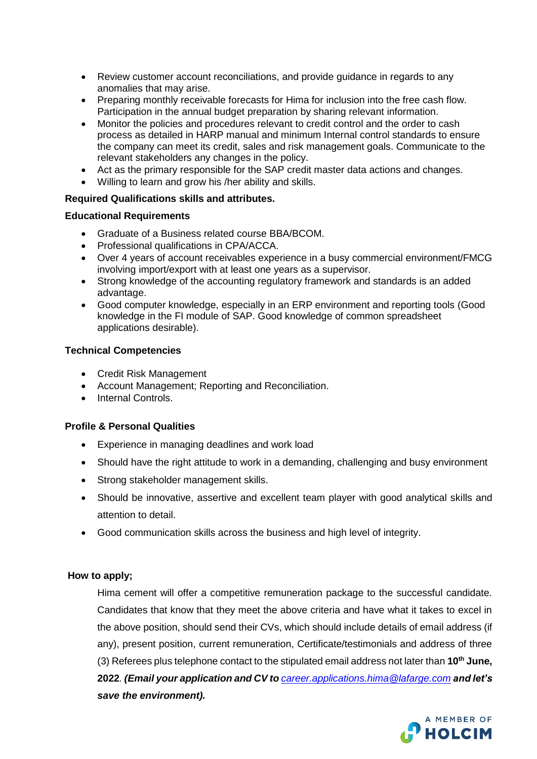- Review customer account reconciliations, and provide guidance in regards to any anomalies that may arise.
- Preparing monthly receivable forecasts for Hima for inclusion into the free cash flow. Participation in the annual budget preparation by sharing relevant information.
- Monitor the policies and procedures relevant to credit control and the order to cash process as detailed in HARP manual and minimum Internal control standards to ensure the company can meet its credit, sales and risk management goals. Communicate to the relevant stakeholders any changes in the policy.
- Act as the primary responsible for the SAP credit master data actions and changes.
- Willing to learn and grow his /her ability and skills.

**Required Qualifications skills and attributes.**

**Educational Requirements**

- Graduate of a Business related course BBA/BCOM.
- Professional qualifications in CPA/ACCA.
- Over 4 years of account receivables experience in a busy commercial environment/FMCG involving import/export with at least one years as a supervisor.
- Strong knowledge of the accounting regulatory framework and standards is an added advantage.
- Good computer knowledge, especially in an ERP environment and reporting tools (Good knowledge in the FI module of SAP. Good knowledge of common spreadsheet applications desirable).

**Technical Competencies**

- Credit Risk Management
- Account Management; Reporting and Reconciliation.
- Internal Controls.

**Profile & Personal Qualities**

- Experience in managing deadlines and work load
- Should have the right attitude to work in a demanding, challenging and busy environment
- Strong stakeholder management skills.
- Should be innovative, assertive and excellent team player with good analytical skills and attention to detail.
- Good communication skills across the business and high level of integrity.

**How to apply;**

Hima cement will offer a competitive remuneration package to the successful candidate. Candidates that know that they meet the above criteria and have what it takes to excel in the above position, should send their CVs, which should include details of email address (if any), present position, current remuneration, Certificate/testimonials and address of three (3) Referees plus telephone contact to the stipulated email address not later than **10th June, 2022**. ***(Email your application and CV to career.applications.hima@lafarge.com and let's save the environment).***

A MEMBER OF HOLCIM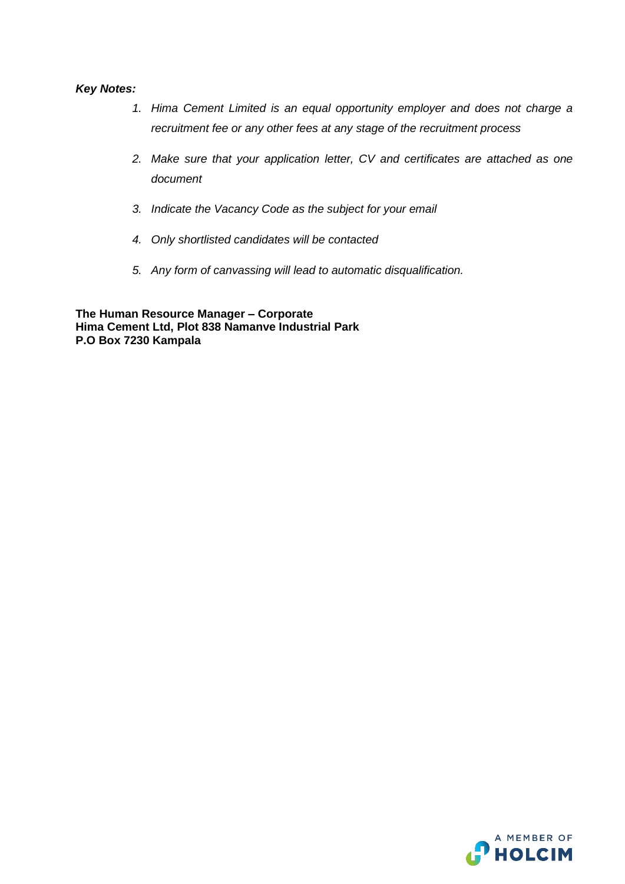***Key Notes:***

1. *Hima Cement Limited is an equal opportunity employer and does not charge a recruitment fee or any other fees at any stage of the recruitment process*
2. *Make sure that your application letter, CV and certificates are attached as one document*
3. *Indicate the Vacancy Code as the subject for your email*
4. *Only shortlisted candidates will be contacted*
5. *Any form of canvassing will lead to automatic disqualification.*

**The Human Resource Manager – Corporate**
**Hima Cement Ltd, Plot 838 Namanve Industrial Park**
**P.O Box 7230 Kampala**

A MEMBER OF HOLCIM